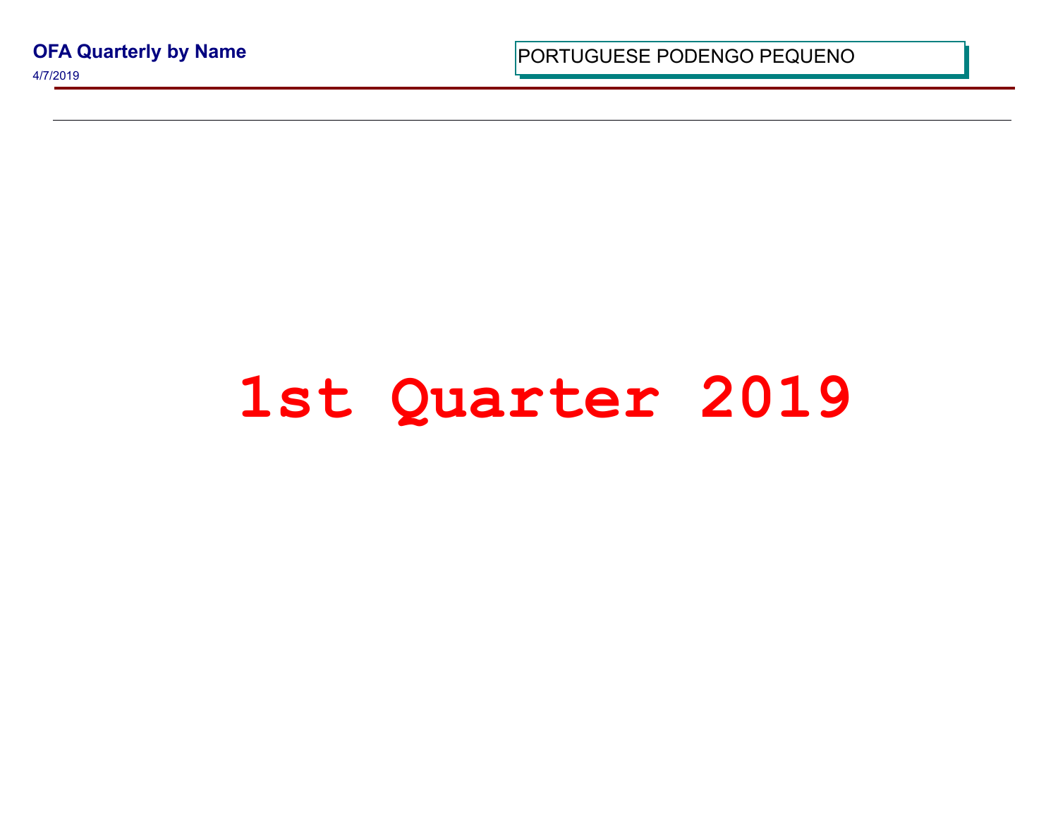**OFA Quarterly by Name**

4/7/2019

PORTUGUESE PODENGO PEQUENO

# 1st Quarter 2019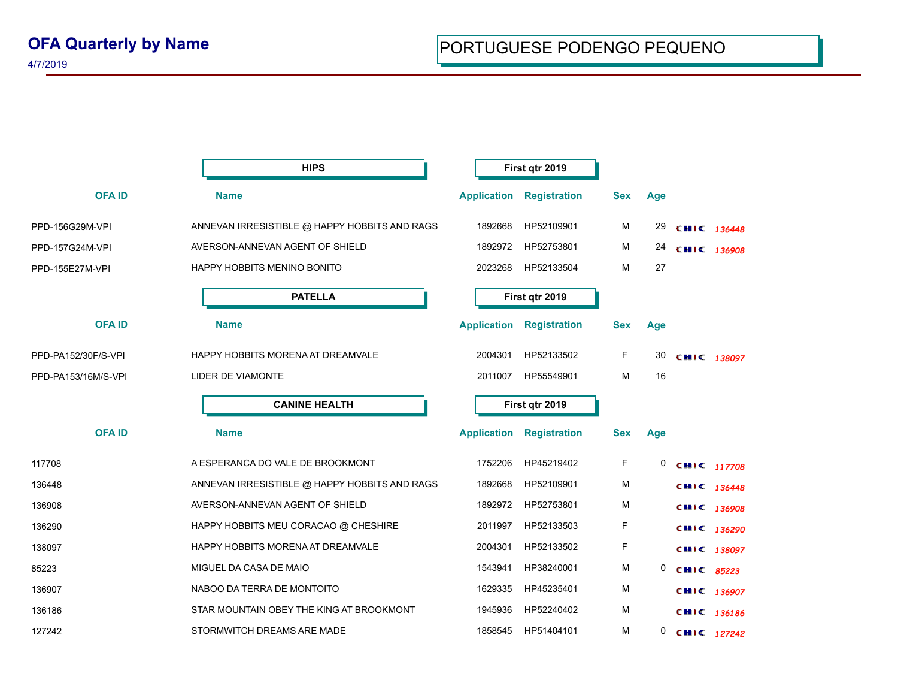# OFA Quarterly by Name

4/7/2019

**PORTUGUESE PODENGO PEQUENO**

## HIPS — First qtr 2019

| OFA ID | Name | Application | Registration | Sex | Age | | |
|---|---|---|---|---|---|---|---|
| PPD-156G29M-VPI | ANNEVAN IRRESISTIBLE @ HAPPY HOBBITS AND RAGS | 1892668 | HP52109901 | M | 29 | CHIC | 136448 |
| PPD-157G24M-VPI | AVERSON-ANNEVAN AGENT OF SHIELD | 1892972 | HP52753801 | M | 24 | CHIC | 136908 |
| PPD-155E27M-VPI | HAPPY HOBBITS MENINO BONITO | 2023268 | HP52133504 | M | 27 | | |

## PATELLA — First qtr 2019

| OFA ID | Name | Application | Registration | Sex | Age | | |
|---|---|---|---|---|---|---|---|
| PPD-PA152/30F/S-VPI | HAPPY HOBBITS MORENA AT DREAMVALE | 2004301 | HP52133502 | F | 30 | CHIC | 138097 |
| PPD-PA153/16M/S-VPI | LIDER DE VIAMONTE | 2011007 | HP55549901 | M | 16 | | |

## CANINE HEALTH — First qtr 2019

| OFA ID | Name | Application | Registration | Sex | Age | | |
|---|---|---|---|---|---|---|---|
| 117708 | A ESPERANCA DO VALE DE BROOKMONT | 1752206 | HP45219402 | F | 0 | CHIC | 117708 |
| 136448 | ANNEVAN IRRESISTIBLE @ HAPPY HOBBITS AND RAGS | 1892668 | HP52109901 | M | | CHIC | 136448 |
| 136908 | AVERSON-ANNEVAN AGENT OF SHIELD | 1892972 | HP52753801 | M | | CHIC | 136908 |
| 136290 | HAPPY HOBBITS MEU CORACAO @ CHESHIRE | 2011997 | HP52133503 | F | | CHIC | 136290 |
| 138097 | HAPPY HOBBITS MORENA AT DREAMVALE | 2004301 | HP52133502 | F | | CHIC | 138097 |
| 85223 | MIGUEL DA CASA DE MAIO | 1543941 | HP38240001 | M | 0 | CHIC | 85223 |
| 136907 | NABOO DA TERRA DE MONTOITO | 1629335 | HP45235401 | M | | CHIC | 136907 |
| 136186 | STAR MOUNTAIN OBEY THE KING AT BROOKMONT | 1945936 | HP52240402 | M | | CHIC | 136186 |
| 127242 | STORMWITCH DREAMS ARE MADE | 1858545 | HP51404101 | M | 0 | CHIC | 127242 |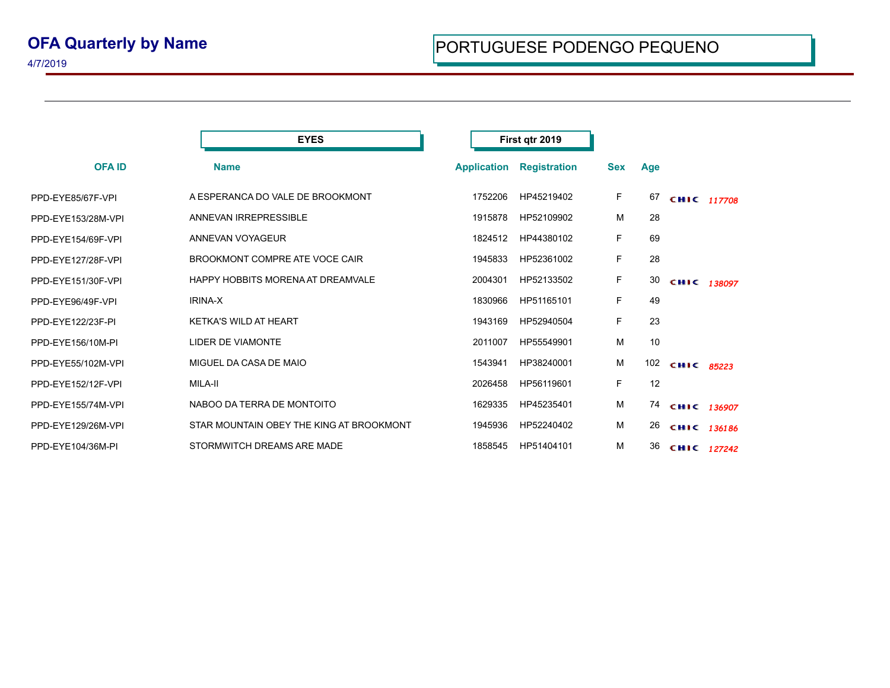# OFA Quarterly by Name

4/7/2019

PORTUGUESE PODENGO PEQUENO

**EYES** — **First qtr 2019**

| OFA ID | Name | Application | Registration | Sex | Age | | |
|---|---|---|---|---|---|---|---|
| PPD-EYE85/67F-VPI | A ESPERANCA DO VALE DE BROOKMONT | 1752206 | HP45219402 | F | 67 | CHIC | 117708 |
| PPD-EYE153/28M-VPI | ANNEVAN IRREPRESSIBLE | 1915878 | HP52109902 | M | 28 | | |
| PPD-EYE154/69F-VPI | ANNEVAN VOYAGEUR | 1824512 | HP44380102 | F | 69 | | |
| PPD-EYE127/28F-VPI | BROOKMONT COMPRE ATE VOCE CAIR | 1945833 | HP52361002 | F | 28 | | |
| PPD-EYE151/30F-VPI | HAPPY HOBBITS MORENA AT DREAMVALE | 2004301 | HP52133502 | F | 30 | CHIC | 138097 |
| PPD-EYE96/49F-VPI | IRINA-X | 1830966 | HP51165101 | F | 49 | | |
| PPD-EYE122/23F-PI | KETKA'S WILD AT HEART | 1943169 | HP52940504 | F | 23 | | |
| PPD-EYE156/10M-PI | LIDER DE VIAMONTE | 2011007 | HP55549901 | M | 10 | | |
| PPD-EYE55/102M-VPI | MIGUEL DA CASA DE MAIO | 1543941 | HP38240001 | M | 102 | CHIC | 85223 |
| PPD-EYE152/12F-VPI | MILA-II | 2026458 | HP56119601 | F | 12 | | |
| PPD-EYE155/74M-VPI | NABOO DA TERRA DE MONTOITO | 1629335 | HP45235401 | M | 74 | CHIC | 136907 |
| PPD-EYE129/26M-VPI | STAR MOUNTAIN OBEY THE KING AT BROOKMONT | 1945936 | HP52240402 | M | 26 | CHIC | 136186 |
| PPD-EYE104/36M-PI | STORMWITCH DREAMS ARE MADE | 1858545 | HP51404101 | M | 36 | CHIC | 127242 |